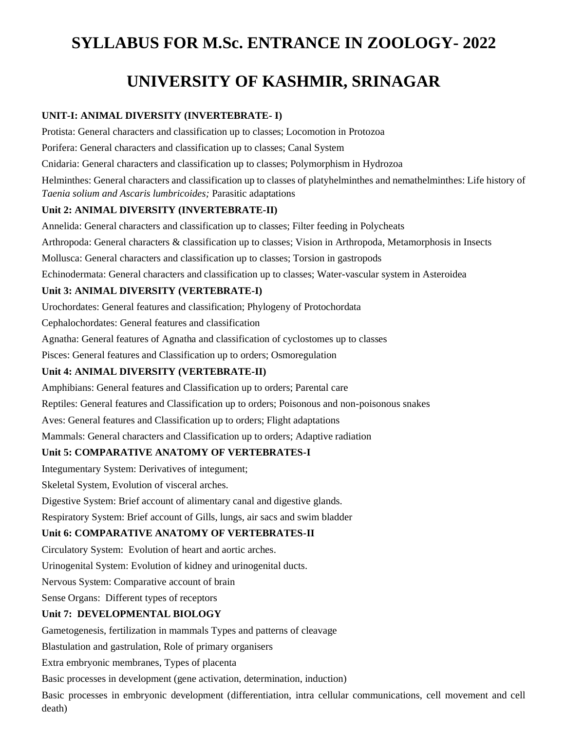# SYLLABUS FOR M.Sc. ENTRANCE IN ZOOLOGY- 2022

# UNIVERSITY OF KASHMIR, SRINAGAR

### UNIT-I: ANIMAL DIVERSITY (INVERTEBRATE- I)

Protista: General characters and classification up to classes; Locomotion in Protozoa

Porifera: General characters and classification up to classes; Canal System

Cnidaria: General characters and classification up to classes; Polymorphism in Hydrozoa

Helminthes: General characters and classification up to classes of platyhelminthes and nemathelminthes: Life history of *Taenia solium and Ascaris lumbricoides;* Parasitic adaptations

### Unit 2: ANIMAL DIVERSITY (INVERTEBRATE-II)

Annelida: General characters and classification up to classes; Filter feeding in Polycheats

Arthropoda: General characters & classification up to classes; Vision in Arthropoda, Metamorphosis in Insects

Mollusca: General characters and classification up to classes; Torsion in gastropods

Echinodermata: General characters and classification up to classes; Water-vascular system in Asteroidea

### Unit 3: ANIMAL DIVERSITY (VERTEBRATE-I)

Urochordates: General features and classification; Phylogeny of Protochordata

Cephalochordates: General features and classification

Agnatha: General features of Agnatha and classification of cyclostomes up to classes

Pisces: General features and Classification up to orders; Osmoregulation

### Unit 4: ANIMAL DIVERSITY (VERTEBRATE-II)

Amphibians: General features and Classification up to orders; Parental care

Reptiles: General features and Classification up to orders; Poisonous and non-poisonous snakes

Aves: General features and Classification up to orders; Flight adaptations

Mammals: General characters and Classification up to orders; Adaptive radiation

### Unit 5: COMPARATIVE ANATOMY OF VERTEBRATES-I

Integumentary System: Derivatives of integument;

Skeletal System, Evolution of visceral arches.

Digestive System: Brief account of alimentary canal and digestive glands.

Respiratory System: Brief account of Gills, lungs, air sacs and swim bladder

### Unit 6: COMPARATIVE ANATOMY OF VERTEBRATES-II

Circulatory System: Evolution of heart and aortic arches.

Urinogenital System: Evolution of kidney and urinogenital ducts.

Nervous System: Comparative account of brain

Sense Organs: Different types of receptors

### Unit 7: DEVELOPMENTAL BIOLOGY

Gametogenesis, fertilization in mammals Types and patterns of cleavage

Blastulation and gastrulation, Role of primary organisers

Extra embryonic membranes, Types of placenta

Basic processes in development (gene activation, determination, induction)

Basic processes in embryonic development (differentiation, intra cellular communications, cell movement and cell death)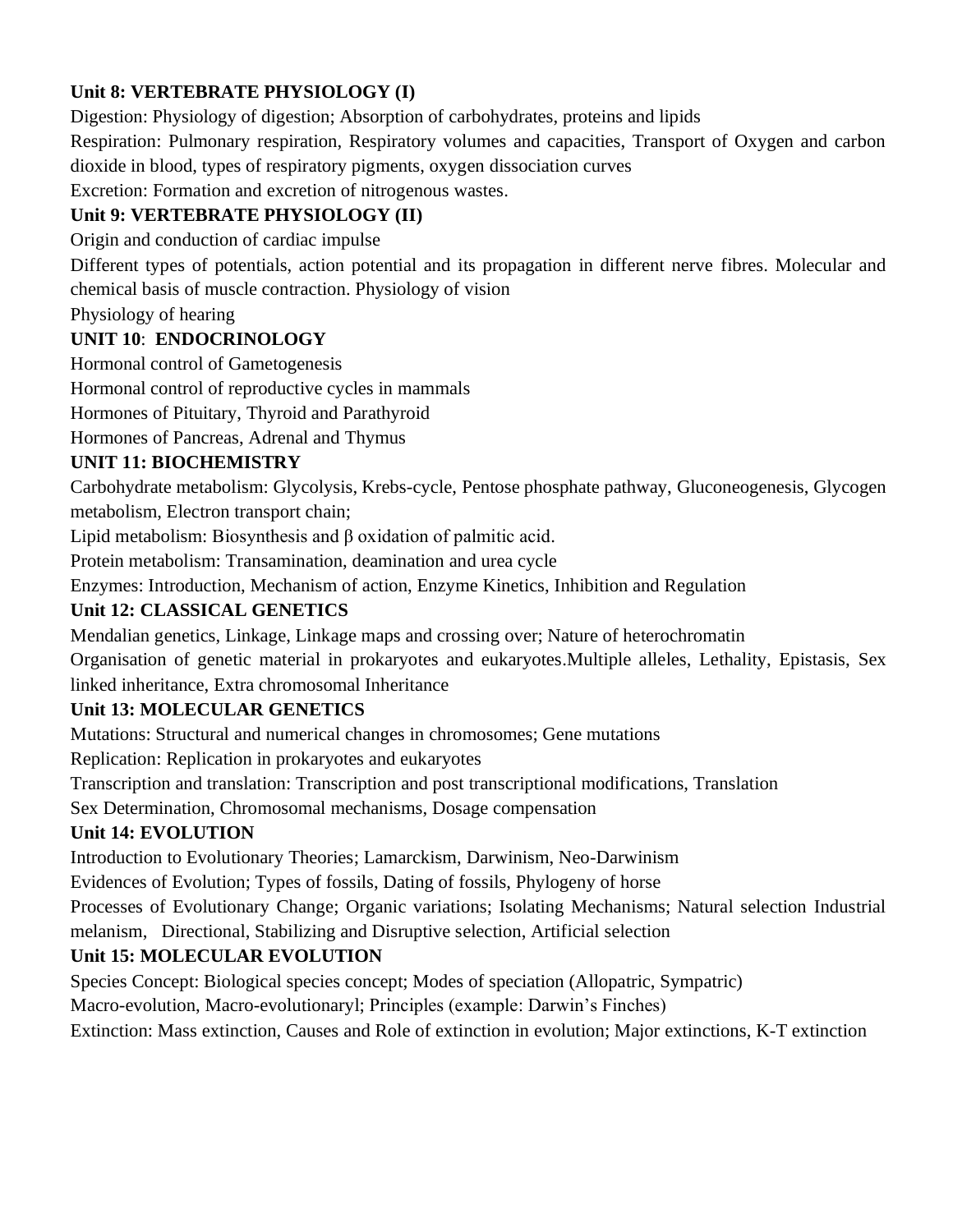**Unit 8: VERTEBRATE PHYSIOLOGY (I)**

Digestion: Physiology of digestion; Absorption of carbohydrates, proteins and lipids

Respiration: Pulmonary respiration, Respiratory volumes and capacities, Transport of Oxygen and carbon dioxide in blood, types of respiratory pigments, oxygen dissociation curves

Excretion: Formation and excretion of nitrogenous wastes.

**Unit 9: VERTEBRATE PHYSIOLOGY (II)**

Origin and conduction of cardiac impulse

Different types of potentials, action potential and its propagation in different nerve fibres. Molecular and chemical basis of muscle contraction. Physiology of vision

Physiology of hearing

**UNIT 10**: **ENDOCRINOLOGY**

Hormonal control of Gametogenesis

Hormonal control of reproductive cycles in mammals

Hormones of Pituitary, Thyroid and Parathyroid

Hormones of Pancreas, Adrenal and Thymus

**UNIT 11: BIOCHEMISTRY**

Carbohydrate metabolism: Glycolysis, Krebs-cycle, Pentose phosphate pathway, Gluconeogenesis, Glycogen metabolism, Electron transport chain;

Lipid metabolism: Biosynthesis and β oxidation of palmitic acid.

Protein metabolism: Transamination, deamination and urea cycle

Enzymes: Introduction, Mechanism of action, Enzyme Kinetics, Inhibition and Regulation

**Unit 12: CLASSICAL GENETICS**

Mendalian genetics, Linkage, Linkage maps and crossing over; Nature of heterochromatin

Organisation of genetic material in prokaryotes and eukaryotes.Multiple alleles, Lethality, Epistasis, Sex linked inheritance, Extra chromosomal Inheritance

**Unit 13: MOLECULAR GENETICS**

Mutations: Structural and numerical changes in chromosomes; Gene mutations

Replication: Replication in prokaryotes and eukaryotes

Transcription and translation: Transcription and post transcriptional modifications, Translation

Sex Determination, Chromosomal mechanisms, Dosage compensation

**Unit 14: EVOLUTION**

Introduction to Evolutionary Theories; Lamarckism, Darwinism, Neo-Darwinism

Evidences of Evolution; Types of fossils, Dating of fossils, Phylogeny of horse

Processes of Evolutionary Change; Organic variations; Isolating Mechanisms; Natural selection Industrial melanism, Directional, Stabilizing and Disruptive selection, Artificial selection

**Unit 15: MOLECULAR EVOLUTION**

Species Concept: Biological species concept; Modes of speciation (Allopatric, Sympatric)

Macro-evolution, Macro-evolutionaryl; Principles (example: Darwin's Finches)

Extinction: Mass extinction, Causes and Role of extinction in evolution; Major extinctions, K-T extinction